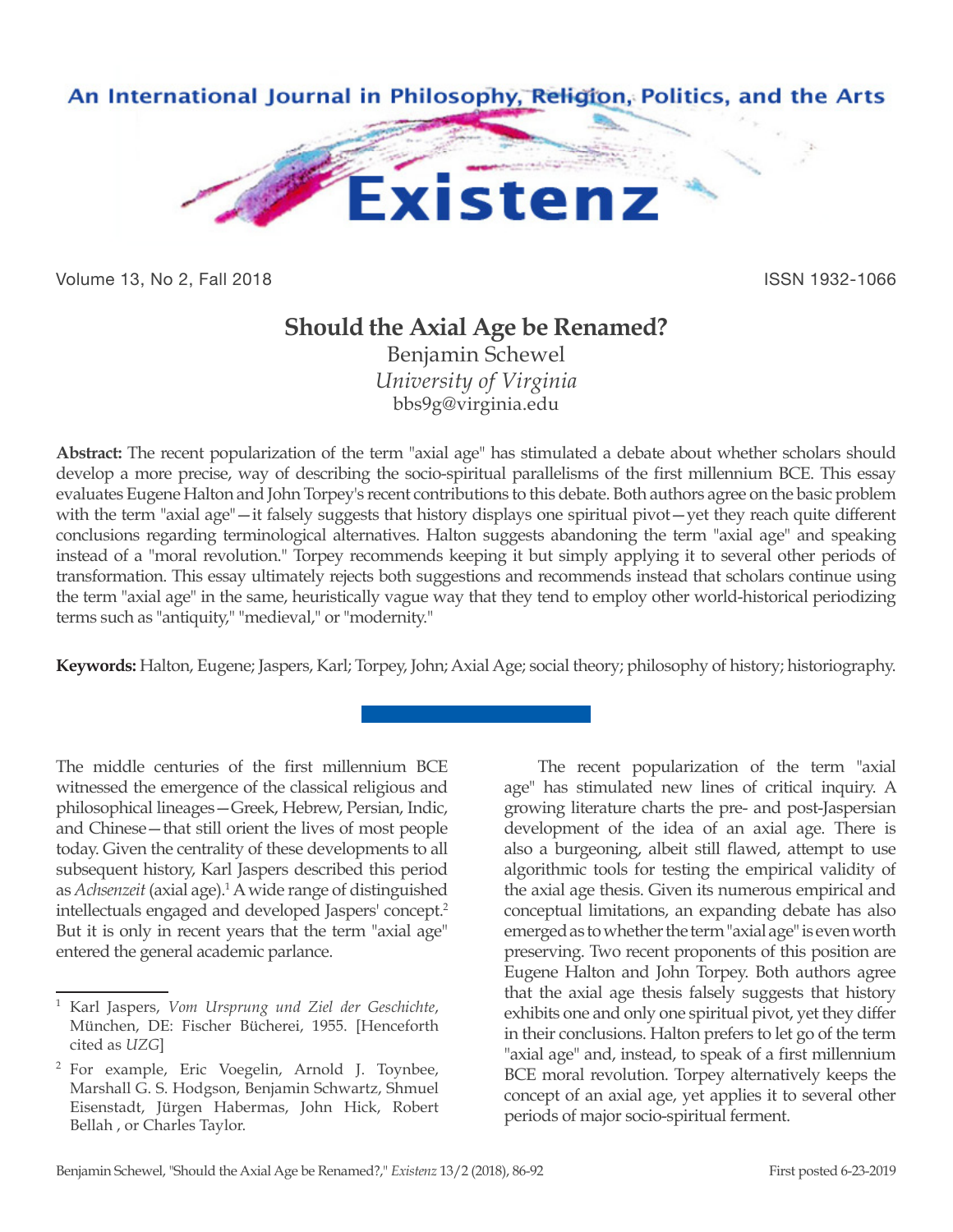An International Journal in Philosophy, Religion, Politics, and the Arts

# Existenz

Volume 13, No 2, Fall 2018 ISSN 1932-1066

## Should the Axial Age be Renamed?

Benjamin Schewel
*University of Virginia*
bbs9g@virginia.edu

**Abstract:** The recent popularization of the term "axial age" has stimulated a debate about whether scholars should develop a more precise, way of describing the socio-spiritual parallelisms of the first millennium BCE. This essay evaluates Eugene Halton and John Torpey's recent contributions to this debate. Both authors agree on the basic problem with the term "axial age"—it falsely suggests that history displays one spiritual pivot—yet they reach quite different conclusions regarding terminological alternatives. Halton suggests abandoning the term "axial age" and speaking instead of a "moral revolution." Torpey recommends keeping it but simply applying it to several other periods of transformation. This essay ultimately rejects both suggestions and recommends instead that scholars continue using the term "axial age" in the same, heuristically vague way that they tend to employ other world-historical periodizing terms such as "antiquity," "medieval," or "modernity."

**Keywords:** Halton, Eugene; Jaspers, Karl; Torpey, John; Axial Age; social theory; philosophy of history; historiography.

The middle centuries of the first millennium BCE witnessed the emergence of the classical religious and philosophical lineages—Greek, Hebrew, Persian, Indic, and Chinese—that still orient the lives of most people today. Given the centrality of these developments to all subsequent history, Karl Jaspers described this period as *Achsenzeit* (axial age).[1] A wide range of distinguished intellectuals engaged and developed Jaspers' concept.[2] But it is only in recent years that the term "axial age" entered the general academic parlance.

The recent popularization of the term "axial age" has stimulated new lines of critical inquiry. A growing literature charts the pre- and post-Jaspersian development of the idea of an axial age. There is also a burgeoning, albeit still flawed, attempt to use algorithmic tools for testing the empirical validity of the axial age thesis. Given its numerous empirical and conceptual limitations, an expanding debate has also emerged as to whether the term "axial age" is even worth preserving. Two recent proponents of this position are Eugene Halton and John Torpey. Both authors agree that the axial age thesis falsely suggests that history exhibits one and only one spiritual pivot, yet they differ in their conclusions. Halton prefers to let go of the term "axial age" and, instead, to speak of a first millennium BCE moral revolution. Torpey alternatively keeps the concept of an axial age, yet applies it to several other periods of major socio-spiritual ferment.

---

[1] Karl Jaspers, *Vom Ursprung und Ziel der Geschichte*, München, DE: Fischer Bücherei, 1955. [Henceforth cited as *UZG*]

[2] For example, Eric Voegelin, Arnold J. Toynbee, Marshall G. S. Hodgson, Benjamin Schwartz, Shmuel Eisenstadt, Jürgen Habermas, John Hick, Robert Bellah , or Charles Taylor.

Benjamin Schewel, "Should the Axial Age be Renamed?," *Existenz* 13/2 (2018), 86-92 First posted 6-23-2019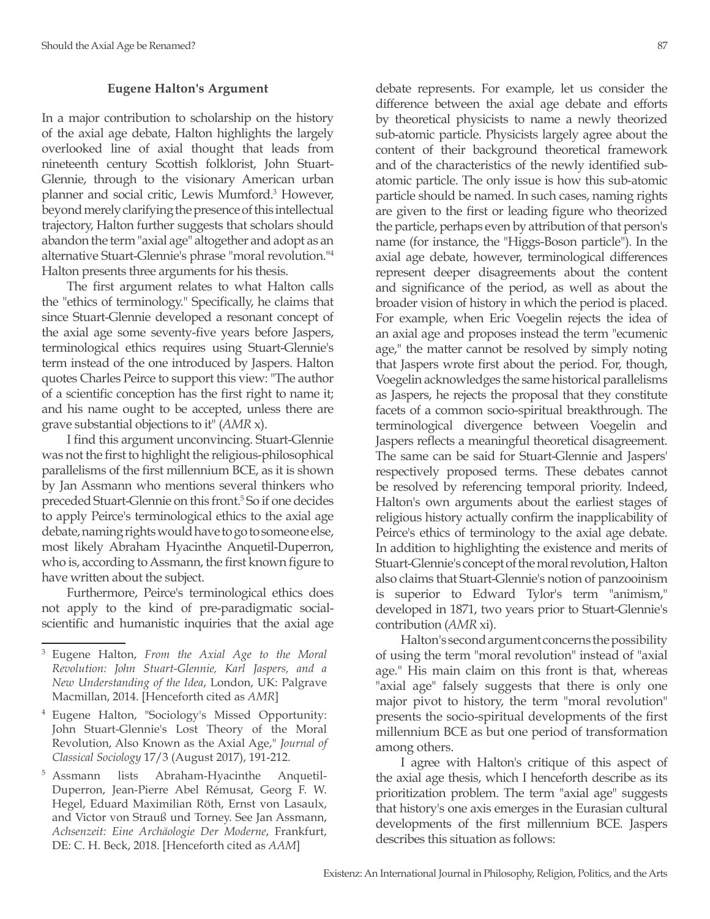### Eugene Halton's Argument

In a major contribution to scholarship on the history of the axial age debate, Halton highlights the largely overlooked line of axial thought that leads from nineteenth century Scottish folklorist, John Stuart-Glennie, through to the visionary American urban planner and social critic, Lewis Mumford.[3] However, beyond merely clarifying the presence of this intellectual trajectory, Halton further suggests that scholars should abandon the term "axial age" altogether and adopt as an alternative Stuart-Glennie's phrase "moral revolution."[4] Halton presents three arguments for his thesis.

The first argument relates to what Halton calls the "ethics of terminology." Specifically, he claims that since Stuart-Glennie developed a resonant concept of the axial age some seventy-five years before Jaspers, terminological ethics requires using Stuart-Glennie's term instead of the one introduced by Jaspers. Halton quotes Charles Peirce to support this view: "The author of a scientific conception has the first right to name it; and his name ought to be accepted, unless there are grave substantial objections to it" (*AMR* x).

I find this argument unconvincing. Stuart-Glennie was not the first to highlight the religious-philosophical parallelisms of the first millennium BCE, as it is shown by Jan Assmann who mentions several thinkers who preceded Stuart-Glennie on this front.[5] So if one decides to apply Peirce's terminological ethics to the axial age debate, naming rights would have to go to someone else, most likely Abraham Hyacinthe Anquetil-Duperron, who is, according to Assmann, the first known figure to have written about the subject.

Furthermore, Peirce's terminological ethics does not apply to the kind of pre-paradigmatic social-scientific and humanistic inquiries that the axial age debate represents. For example, let us consider the difference between the axial age debate and efforts by theoretical physicists to name a newly theorized sub-atomic particle. Physicists largely agree about the content of their background theoretical framework and of the characteristics of the newly identified sub-atomic particle. The only issue is how this sub-atomic particle should be named. In such cases, naming rights are given to the first or leading figure who theorized the particle, perhaps even by attribution of that person's name (for instance, the "Higgs-Boson particle"). In the axial age debate, however, terminological differences represent deeper disagreements about the content and significance of the period, as well as about the broader vision of history in which the period is placed. For example, when Eric Voegelin rejects the idea of an axial age and proposes instead the term "ecumenic age," the matter cannot be resolved by simply noting that Jaspers wrote first about the period. For, though, Voegelin acknowledges the same historical parallelisms as Jaspers, he rejects the proposal that they constitute facets of a common socio-spiritual breakthrough. The terminological divergence between Voegelin and Jaspers reflects a meaningful theoretical disagreement. The same can be said for Stuart-Glennie and Jaspers' respectively proposed terms. These debates cannot be resolved by referencing temporal priority. Indeed, Halton's own arguments about the earliest stages of religious history actually confirm the inapplicability of Peirce's ethics of terminology to the axial age debate. In addition to highlighting the existence and merits of Stuart-Glennie's concept of the moral revolution, Halton also claims that Stuart-Glennie's notion of panzooinism is superior to Edward Tylor's term "animism," developed in 1871, two years prior to Stuart-Glennie's contribution (*AMR* xi).

Halton's second argument concerns the possibility of using the term "moral revolution" instead of "axial age." His main claim on this front is that, whereas "axial age" falsely suggests that there is only one major pivot to history, the term "moral revolution" presents the socio-spiritual developments of the first millennium BCE as but one period of transformation among others.

I agree with Halton's critique of this aspect of the axial age thesis, which I henceforth describe as its prioritization problem. The term "axial age" suggests that history's one axis emerges in the Eurasian cultural developments of the first millennium BCE. Jaspers describes this situation as follows:

---

[3] Eugene Halton, *From the Axial Age to the Moral Revolution: John Stuart-Glennie, Karl Jaspers, and a New Understanding of the Idea*, London, UK: Palgrave Macmillan, 2014. [Henceforth cited as *AMR*]

[4] Eugene Halton, "Sociology's Missed Opportunity: John Stuart-Glennie's Lost Theory of the Moral Revolution, Also Known as the Axial Age," *Journal of Classical Sociology* 17/3 (August 2017), 191-212.

[5] Assmann lists Abraham-Hyacinthe Anquetil-Duperron, Jean-Pierre Abel Rémusat, Georg F. W. Hegel, Eduard Maximilian Röth, Ernst von Lasaulx, and Victor von Strauß und Torney. See Jan Assmann, *Achsenzeit: Eine Archäologie Der Moderne*, Frankfurt, DE: C. H. Beck, 2018. [Henceforth cited as *AAM*]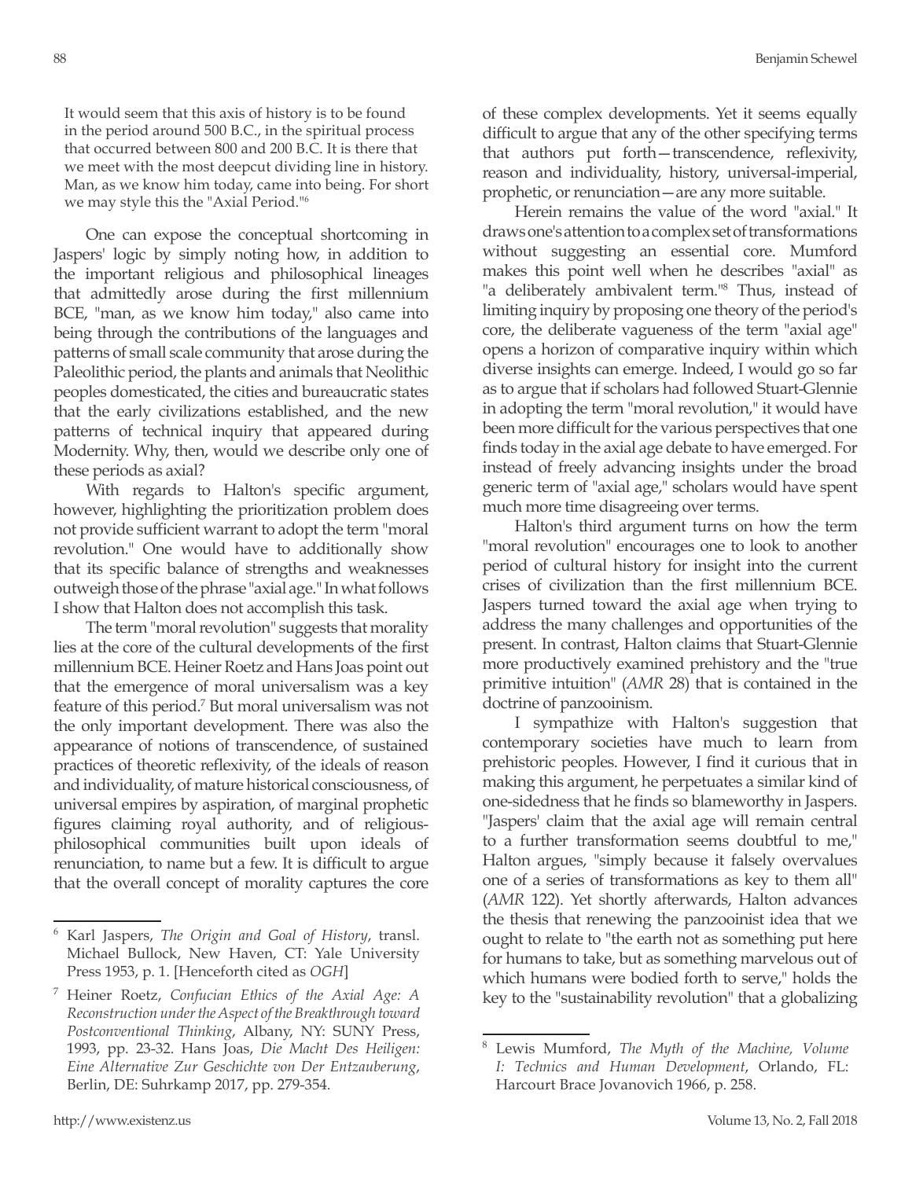> It would seem that this axis of history is to be found in the period around 500 B.C., in the spiritual process that occurred between 800 and 200 B.C. It is there that we meet with the most deepcut dividing line in history. Man, as we know him today, came into being. For short we may style this the "Axial Period."[6]

One can expose the conceptual shortcoming in Jaspers' logic by simply noting how, in addition to the important religious and philosophical lineages that admittedly arose during the first millennium BCE, "man, as we know him today," also came into being through the contributions of the languages and patterns of small scale community that arose during the Paleolithic period, the plants and animals that Neolithic peoples domesticated, the cities and bureaucratic states that the early civilizations established, and the new patterns of technical inquiry that appeared during Modernity. Why, then, would we describe only one of these periods as axial?

With regards to Halton's specific argument, however, highlighting the prioritization problem does not provide sufficient warrant to adopt the term "moral revolution." One would have to additionally show that its specific balance of strengths and weaknesses outweigh those of the phrase "axial age." In what follows I show that Halton does not accomplish this task.

The term "moral revolution" suggests that morality lies at the core of the cultural developments of the first millennium BCE. Heiner Roetz and Hans Joas point out that the emergence of moral universalism was a key feature of this period.[7] But moral universalism was not the only important development. There was also the appearance of notions of transcendence, of sustained practices of theoretic reflexivity, of the ideals of reason and individuality, of mature historical consciousness, of universal empires by aspiration, of marginal prophetic figures claiming royal authority, and of religious-philosophical communities built upon ideals of renunciation, to name but a few. It is difficult to argue that the overall concept of morality captures the core of these complex developments. Yet it seems equally difficult to argue that any of the other specifying terms that authors put forth—transcendence, reflexivity, reason and individuality, history, universal-imperial, prophetic, or renunciation—are any more suitable.

Herein remains the value of the word "axial." It draws one's attention to a complex set of transformations without suggesting an essential core. Mumford makes this point well when he describes "axial" as "a deliberately ambivalent term."[8] Thus, instead of limiting inquiry by proposing one theory of the period's core, the deliberate vagueness of the term "axial age" opens a horizon of comparative inquiry within which diverse insights can emerge. Indeed, I would go so far as to argue that if scholars had followed Stuart-Glennie in adopting the term "moral revolution," it would have been more difficult for the various perspectives that one finds today in the axial age debate to have emerged. For instead of freely advancing insights under the broad generic term of "axial age," scholars would have spent much more time disagreeing over terms.

Halton's third argument turns on how the term "moral revolution" encourages one to look to another period of cultural history for insight into the current crises of civilization than the first millennium BCE. Jaspers turned toward the axial age when trying to address the many challenges and opportunities of the present. In contrast, Halton claims that Stuart-Glennie more productively examined prehistory and the "true primitive intuition" (*AMR* 28) that is contained in the doctrine of panzooinism.

I sympathize with Halton's suggestion that contemporary societies have much to learn from prehistoric peoples. However, I find it curious that in making this argument, he perpetuates a similar kind of one-sidedness that he finds so blameworthy in Jaspers. "Jaspers' claim that the axial age will remain central to a further transformation seems doubtful to me," Halton argues, "simply because it falsely overvalues one of a series of transformations as key to them all" (*AMR* 122). Yet shortly afterwards, Halton advances the thesis that renewing the panzooinist idea that we ought to relate to "the earth not as something put here for humans to take, but as something marvelous out of which humans were bodied forth to serve," holds the key to the "sustainability revolution" that a globalizing

---

[6] Karl Jaspers, *The Origin and Goal of History*, transl. Michael Bullock, New Haven, CT: Yale University Press 1953, p. 1. [Henceforth cited as *OGH*]

[7] Heiner Roetz, *Confucian Ethics of the Axial Age: A Reconstruction under the Aspect of the Breakthrough toward Postconventional Thinking*, Albany, NY: SUNY Press, 1993, pp. 23-32. Hans Joas, *Die Macht Des Heiligen: Eine Alternative Zur Geschichte von Der Entzauberung*, Berlin, DE: Suhrkamp 2017, pp. 279-354.

[8] Lewis Mumford, *The Myth of the Machine, Volume I: Technics and Human Development*, Orlando, FL: Harcourt Brace Jovanovich 1966, p. 258.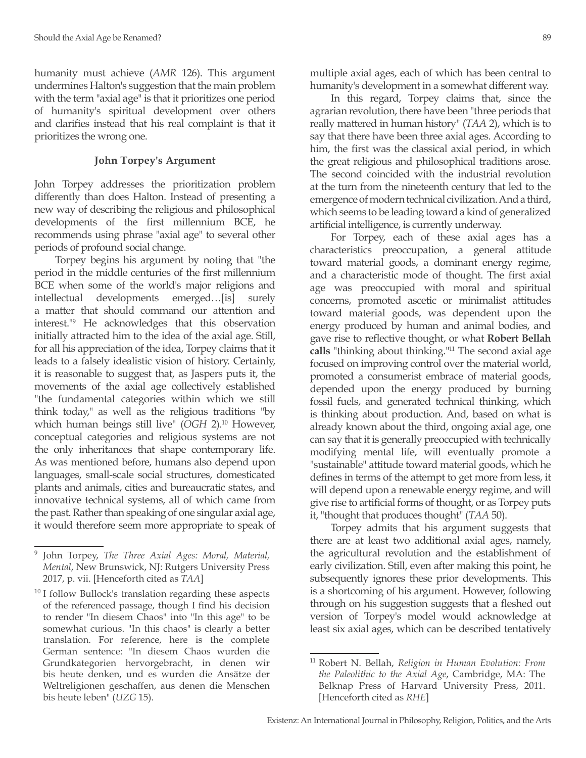humanity must achieve (*AMR* 126). This argument undermines Halton's suggestion that the main problem with the term "axial age" is that it prioritizes one period of humanity's spiritual development over others and clarifies instead that his real complaint is that it prioritizes the wrong one.

### John Torpey's Argument

John Torpey addresses the prioritization problem differently than does Halton. Instead of presenting a new way of describing the religious and philosophical developments of the first millennium BCE, he recommends using phrase "axial age" to several other periods of profound social change.

Torpey begins his argument by noting that "the period in the middle centuries of the first millennium BCE when some of the world's major religions and intellectual developments emerged…[is] surely a matter that should command our attention and interest."[9] He acknowledges that this observation initially attracted him to the idea of the axial age. Still, for all his appreciation of the idea, Torpey claims that it leads to a falsely idealistic vision of history. Certainly, it is reasonable to suggest that, as Jaspers puts it, the movements of the axial age collectively established "the fundamental categories within which we still think today," as well as the religious traditions "by which human beings still live" (*OGH* 2).[10] However, conceptual categories and religious systems are not the only inheritances that shape contemporary life. As was mentioned before, humans also depend upon languages, small-scale social structures, domesticated plants and animals, cities and bureaucratic states, and innovative technical systems, all of which came from the past. Rather than speaking of one singular axial age, it would therefore seem more appropriate to speak of multiple axial ages, each of which has been central to humanity's development in a somewhat different way.

In this regard, Torpey claims that, since the agrarian revolution, there have been "three periods that really mattered in human history" (*TAA* 2), which is to say that there have been three axial ages. According to him, the first was the classical axial period, in which the great religious and philosophical traditions arose. The second coincided with the industrial revolution at the turn from the nineteenth century that led to the emergence of modern technical civilization. And a third, which seems to be leading toward a kind of generalized artificial intelligence, is currently underway.

For Torpey, each of these axial ages has a characteristics preoccupation, a general attitude toward material goods, a dominant energy regime, and a characteristic mode of thought. The first axial age was preoccupied with moral and spiritual concerns, promoted ascetic or minimalist attitudes toward material goods, was dependent upon the energy produced by human and animal bodies, and gave rise to reflective thought, or what **Robert Bellah calls** "thinking about thinking."[11] The second axial age focused on improving control over the material world, promoted a consumerist embrace of material goods, depended upon the energy produced by burning fossil fuels, and generated technical thinking, which is thinking about production. And, based on what is already known about the third, ongoing axial age, one can say that it is generally preoccupied with technically modifying mental life, will eventually promote a "sustainable" attitude toward material goods, which he defines in terms of the attempt to get more from less, it will depend upon a renewable energy regime, and will give rise to artificial forms of thought, or as Torpey puts it, "thought that produces thought" (*TAA* 50).

Torpey admits that his argument suggests that there are at least two additional axial ages, namely, the agricultural revolution and the establishment of early civilization. Still, even after making this point, he subsequently ignores these prior developments. This is a shortcoming of his argument. However, following through on his suggestion suggests that a fleshed out version of Torpey's model would acknowledge at least six axial ages, which can be described tentatively

---

[9] John Torpey, *The Three Axial Ages: Moral, Material, Mental*, New Brunswick, NJ: Rutgers University Press 2017, p. vii. [Henceforth cited as *TAA*]

[10] I follow Bullock's translation regarding these aspects of the referenced passage, though I find his decision to render "In diesem Chaos" into "In this age" to be somewhat curious. "In this chaos" is clearly a better translation. For reference, here is the complete German sentence: "In diesem Chaos wurden die Grundkategorien hervorgebracht, in denen wir bis heute denken, und es wurden die Ansätze der Weltreligionen geschaffen, aus denen die Menschen bis heute leben" (*UZG* 15).

[11] Robert N. Bellah, *Religion in Human Evolution: From the Paleolithic to the Axial Age*, Cambridge, MA: The Belknap Press of Harvard University Press, 2011. [Henceforth cited as *RHE*]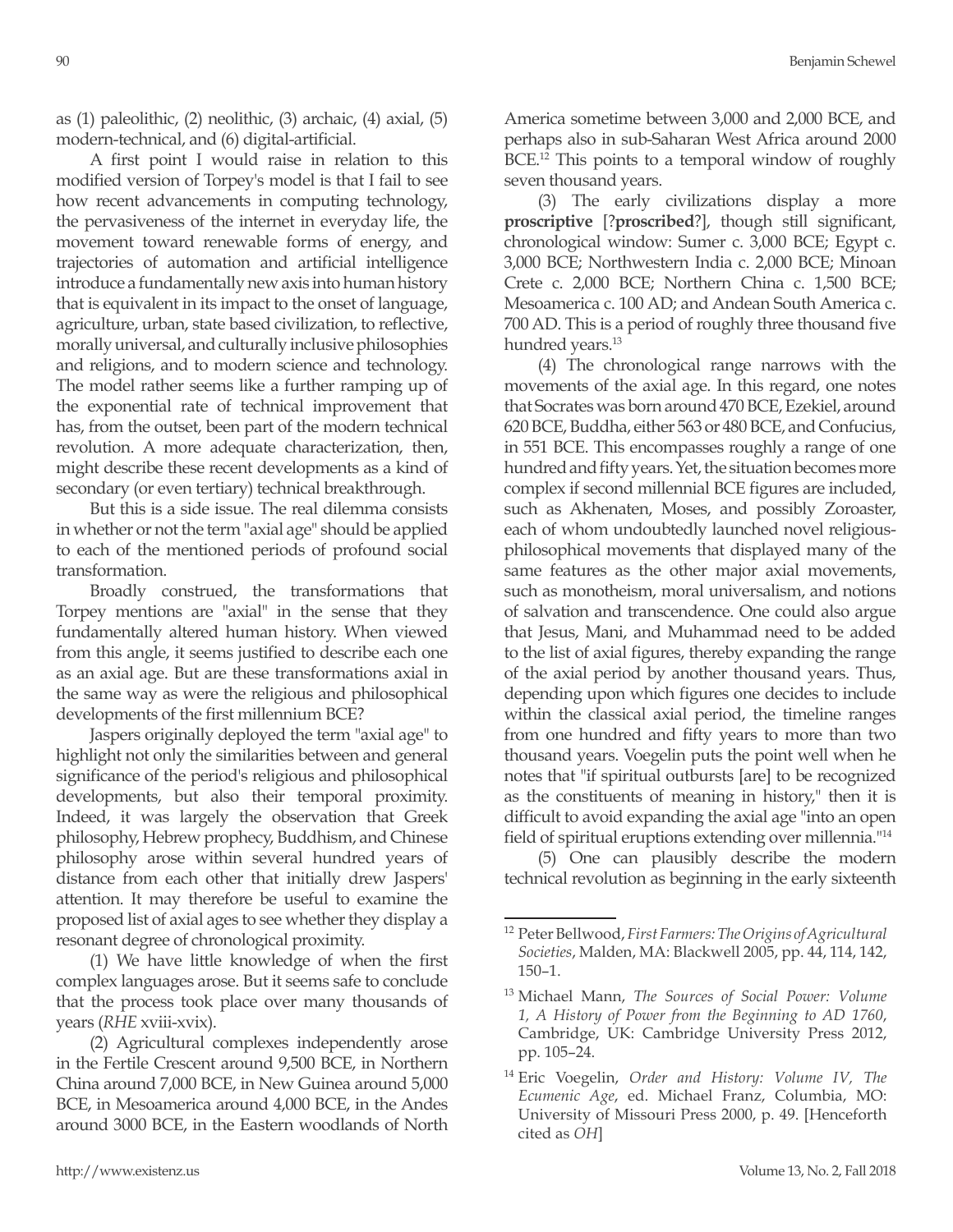as (1) paleolithic, (2) neolithic, (3) archaic, (4) axial, (5) modern-technical, and (6) digital-artificial.

A first point I would raise in relation to this modified version of Torpey's model is that I fail to see how recent advancements in computing technology, the pervasiveness of the internet in everyday life, the movement toward renewable forms of energy, and trajectories of automation and artificial intelligence introduce a fundamentally new axis into human history that is equivalent in its impact to the onset of language, agriculture, urban, state based civilization, to reflective, morally universal, and culturally inclusive philosophies and religions, and to modern science and technology. The model rather seems like a further ramping up of the exponential rate of technical improvement that has, from the outset, been part of the modern technical revolution. A more adequate characterization, then, might describe these recent developments as a kind of secondary (or even tertiary) technical breakthrough.

But this is a side issue. The real dilemma consists in whether or not the term "axial age" should be applied to each of the mentioned periods of profound social transformation.

Broadly construed, the transformations that Torpey mentions are "axial" in the sense that they fundamentally altered human history. When viewed from this angle, it seems justified to describe each one as an axial age. But are these transformations axial in the same way as were the religious and philosophical developments of the first millennium BCE?

Jaspers originally deployed the term "axial age" to highlight not only the similarities between and general significance of the period's religious and philosophical developments, but also their temporal proximity. Indeed, it was largely the observation that Greek philosophy, Hebrew prophecy, Buddhism, and Chinese philosophy arose within several hundred years of distance from each other that initially drew Jaspers' attention. It may therefore be useful to examine the proposed list of axial ages to see whether they display a resonant degree of chronological proximity.

(1) We have little knowledge of when the first complex languages arose. But it seems safe to conclude that the process took place over many thousands of years (*RHE* xviii-xvix).

(2) Agricultural complexes independently arose in the Fertile Crescent around 9,500 BCE, in Northern China around 7,000 BCE, in New Guinea around 5,000 BCE, in Mesoamerica around 4,000 BCE, in the Andes around 3000 BCE, in the Eastern woodlands of North America sometime between 3,000 and 2,000 BCE, and perhaps also in sub-Saharan West Africa around 2000 BCE.[12] This points to a temporal window of roughly seven thousand years.

(3) The early civilizations display a more **proscriptive** [?**proscribed**?], though still significant, chronological window: Sumer c. 3,000 BCE; Egypt c. 3,000 BCE; Northwestern India c. 2,000 BCE; Minoan Crete c. 2,000 BCE; Northern China c. 1,500 BCE; Mesoamerica c. 100 AD; and Andean South America c. 700 AD. This is a period of roughly three thousand five hundred years.[13]

(4) The chronological range narrows with the movements of the axial age. In this regard, one notes that Socrates was born around 470 BCE, Ezekiel, around 620 BCE, Buddha, either 563 or 480 BCE, and Confucius, in 551 BCE. This encompasses roughly a range of one hundred and fifty years. Yet, the situation becomes more complex if second millennial BCE figures are included, such as Akhenaten, Moses, and possibly Zoroaster, each of whom undoubtedly launched novel religious-philosophical movements that displayed many of the same features as the other major axial movements, such as monotheism, moral universalism, and notions of salvation and transcendence. One could also argue that Jesus, Mani, and Muhammad need to be added to the list of axial figures, thereby expanding the range of the axial period by another thousand years. Thus, depending upon which figures one decides to include within the classical axial period, the timeline ranges from one hundred and fifty years to more than two thousand years. Voegelin puts the point well when he notes that "if spiritual outbursts [are] to be recognized as the constituents of meaning in history," then it is difficult to avoid expanding the axial age "into an open field of spiritual eruptions extending over millennia."[14]

(5) One can plausibly describe the modern technical revolution as beginning in the early sixteenth

---

[12] Peter Bellwood, *First Farmers: The Origins of Agricultural Societies*, Malden, MA: Blackwell 2005, pp. 44, 114, 142, 150–1.

[13] Michael Mann, *The Sources of Social Power: Volume 1, A History of Power from the Beginning to AD 1760*, Cambridge, UK: Cambridge University Press 2012, pp. 105–24.

[14] Eric Voegelin, *Order and History: Volume IV, The Ecumenic Age*, ed. Michael Franz, Columbia, MO: University of Missouri Press 2000, p. 49. [Henceforth cited as *OH*]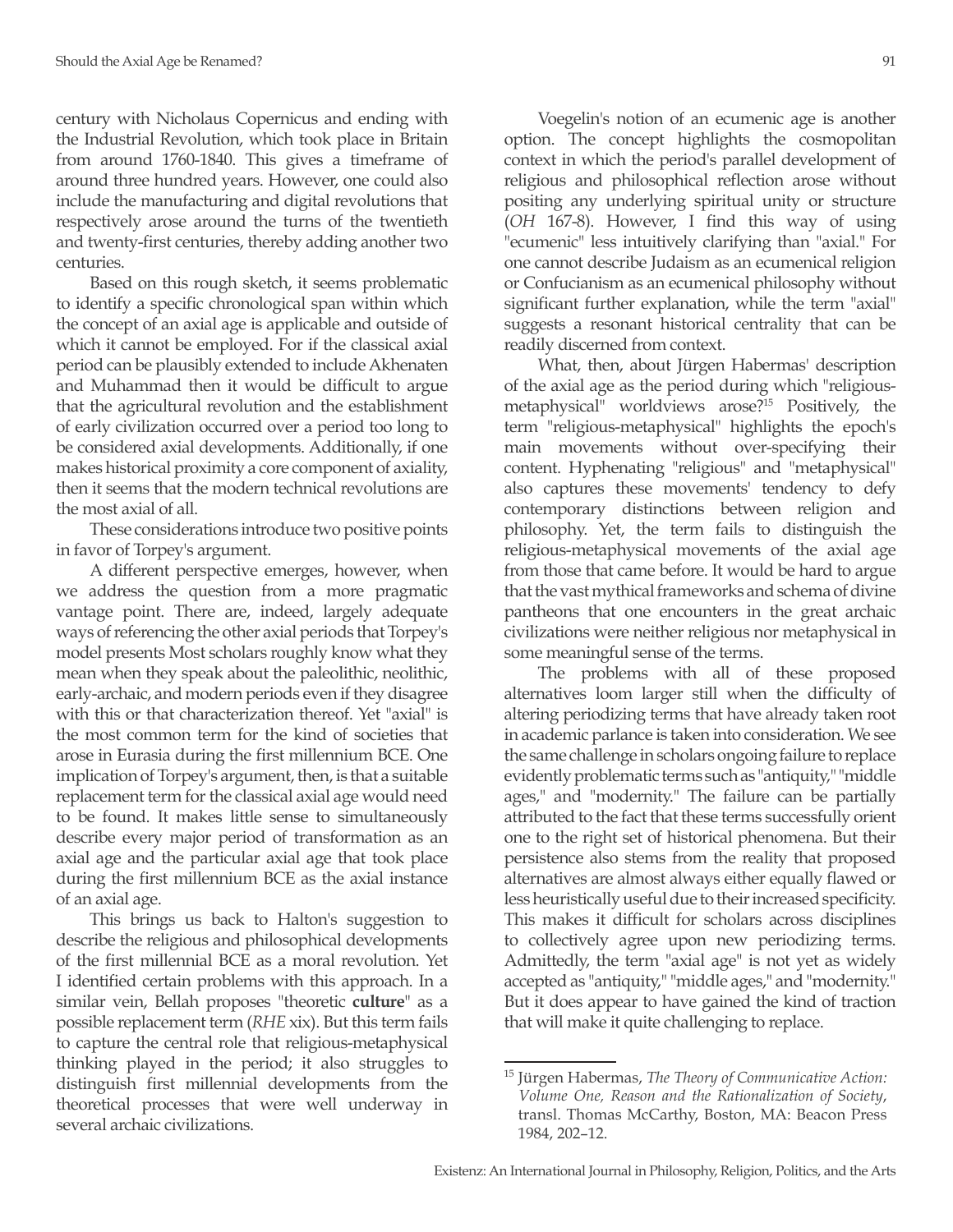century with Nicholaus Copernicus and ending with the Industrial Revolution, which took place in Britain from around 1760-1840. This gives a timeframe of around three hundred years. However, one could also include the manufacturing and digital revolutions that respectively arose around the turns of the twentieth and twenty-first centuries, thereby adding another two centuries.

Based on this rough sketch, it seems problematic to identify a specific chronological span within which the concept of an axial age is applicable and outside of which it cannot be employed. For if the classical axial period can be plausibly extended to include Akhenaten and Muhammad then it would be difficult to argue that the agricultural revolution and the establishment of early civilization occurred over a period too long to be considered axial developments. Additionally, if one makes historical proximity a core component of axiality, then it seems that the modern technical revolutions are the most axial of all.

These considerations introduce two positive points in favor of Torpey's argument.

A different perspective emerges, however, when we address the question from a more pragmatic vantage point. There are, indeed, largely adequate ways of referencing the other axial periods that Torpey's model presents Most scholars roughly know what they mean when they speak about the paleolithic, neolithic, early-archaic, and modern periods even if they disagree with this or that characterization thereof. Yet "axial" is the most common term for the kind of societies that arose in Eurasia during the first millennium BCE. One implication of Torpey's argument, then, is that a suitable replacement term for the classical axial age would need to be found. It makes little sense to simultaneously describe every major period of transformation as an axial age and the particular axial age that took place during the first millennium BCE as the axial instance of an axial age.

This brings us back to Halton's suggestion to describe the religious and philosophical developments of the first millennial BCE as a moral revolution. Yet I identified certain problems with this approach. In a similar vein, Bellah proposes "theoretic **culture**" as a possible replacement term (*RHE* xix). But this term fails to capture the central role that religious-metaphysical thinking played in the period; it also struggles to distinguish first millennial developments from the theoretical processes that were well underway in several archaic civilizations.

Voegelin's notion of an ecumenic age is another option. The concept highlights the cosmopolitan context in which the period's parallel development of religious and philosophical reflection arose without positing any underlying spiritual unity or structure (*OH* 167-8). However, I find this way of using "ecumenic" less intuitively clarifying than "axial." For one cannot describe Judaism as an ecumenical religion or Confucianism as an ecumenical philosophy without significant further explanation, while the term "axial" suggests a resonant historical centrality that can be readily discerned from context.

What, then, about Jürgen Habermas' description of the axial age as the period during which "religious-metaphysical" worldviews arose?[15] Positively, the term "religious-metaphysical" highlights the epoch's main movements without over-specifying their content. Hyphenating "religious" and "metaphysical" also captures these movements' tendency to defy contemporary distinctions between religion and philosophy. Yet, the term fails to distinguish the religious-metaphysical movements of the axial age from those that came before. It would be hard to argue that the vast mythical frameworks and schema of divine pantheons that one encounters in the great archaic civilizations were neither religious nor metaphysical in some meaningful sense of the terms.

The problems with all of these proposed alternatives loom larger still when the difficulty of altering periodizing terms that have already taken root in academic parlance is taken into consideration. We see the same challenge in scholars ongoing failure to replace evidently problematic terms such as "antiquity," "middle ages," and "modernity." The failure can be partially attributed to the fact that these terms successfully orient one to the right set of historical phenomena. But their persistence also stems from the reality that proposed alternatives are almost always either equally flawed or less heuristically useful due to their increased specificity. This makes it difficult for scholars across disciplines to collectively agree upon new periodizing terms. Admittedly, the term "axial age" is not yet as widely accepted as "antiquity," "middle ages," and "modernity." But it does appear to have gained the kind of traction that will make it quite challenging to replace.

---

[15] Jürgen Habermas, *The Theory of Communicative Action: Volume One, Reason and the Rationalization of Society*, transl. Thomas McCarthy, Boston, MA: Beacon Press 1984, 202–12.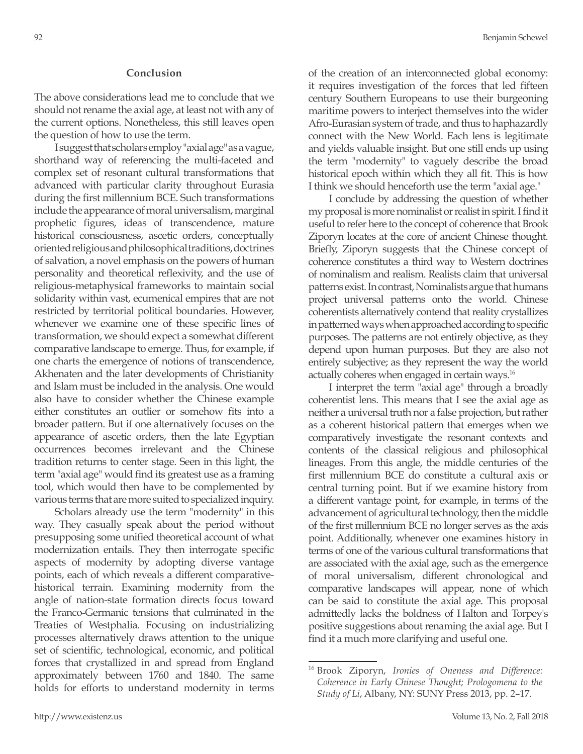## Conclusion

The above considerations lead me to conclude that we should not rename the axial age, at least not with any of the current options. Nonetheless, this still leaves open the question of how to use the term.

I suggest that scholars employ "axial age" as a vague, shorthand way of referencing the multi-faceted and complex set of resonant cultural transformations that advanced with particular clarity throughout Eurasia during the first millennium BCE. Such transformations include the appearance of moral universalism, marginal prophetic figures, ideas of transcendence, mature historical consciousness, ascetic orders, conceptually oriented religious and philosophical traditions, doctrines of salvation, a novel emphasis on the powers of human personality and theoretical reflexivity, and the use of religious-metaphysical frameworks to maintain social solidarity within vast, ecumenical empires that are not restricted by territorial political boundaries. However, whenever we examine one of these specific lines of transformation, we should expect a somewhat different comparative landscape to emerge. Thus, for example, if one charts the emergence of notions of transcendence, Akhenaten and the later developments of Christianity and Islam must be included in the analysis. One would also have to consider whether the Chinese example either constitutes an outlier or somehow fits into a broader pattern. But if one alternatively focuses on the appearance of ascetic orders, then the late Egyptian occurrences becomes irrelevant and the Chinese tradition returns to center stage. Seen in this light, the term "axial age" would find its greatest use as a framing tool, which would then have to be complemented by various terms that are more suited to specialized inquiry.

Scholars already use the term "modernity" in this way. They casually speak about the period without presupposing some unified theoretical account of what modernization entails. They then interrogate specific aspects of modernity by adopting diverse vantage points, each of which reveals a different comparative-historical terrain. Examining modernity from the angle of nation-state formation directs focus toward the Franco-Germanic tensions that culminated in the Treaties of Westphalia. Focusing on industrializing processes alternatively draws attention to the unique set of scientific, technological, economic, and political forces that crystallized in and spread from England approximately between 1760 and 1840. The same holds for efforts to understand modernity in terms of the creation of an interconnected global economy: it requires investigation of the forces that led fifteen century Southern Europeans to use their burgeoning maritime powers to interject themselves into the wider Afro-Eurasian system of trade, and thus to haphazardly connect with the New World. Each lens is legitimate and yields valuable insight. But one still ends up using the term "modernity" to vaguely describe the broad historical epoch within which they all fit. This is how I think we should henceforth use the term "axial age."

I conclude by addressing the question of whether my proposal is more nominalist or realist in spirit. I find it useful to refer here to the concept of coherence that Brook Ziporyn locates at the core of ancient Chinese thought. Briefly, Ziporyn suggests that the Chinese concept of coherence constitutes a third way to Western doctrines of nominalism and realism. Realists claim that universal patterns exist. In contrast, Nominalists argue that humans project universal patterns onto the world. Chinese coherentists alternatively contend that reality crystallizes in patterned ways when approached according to specific purposes. The patterns are not entirely objective, as they depend upon human purposes. But they are also not entirely subjective; as they represent the way the world actually coheres when engaged in certain ways.[16]

I interpret the term "axial age" through a broadly coherentist lens. This means that I see the axial age as neither a universal truth nor a false projection, but rather as a coherent historical pattern that emerges when we comparatively investigate the resonant contexts and contents of the classical religious and philosophical lineages. From this angle, the middle centuries of the first millennium BCE do constitute a cultural axis or central turning point. But if we examine history from a different vantage point, for example, in terms of the advancement of agricultural technology, then the middle of the first millennium BCE no longer serves as the axis point. Additionally, whenever one examines history in terms of one of the various cultural transformations that are associated with the axial age, such as the emergence of moral universalism, different chronological and comparative landscapes will appear, none of which can be said to constitute the axial age. This proposal admittedly lacks the boldness of Halton and Torpey's positive suggestions about renaming the axial age. But I find it a much more clarifying and useful one.

---

[16] Brook Ziporyn, *Ironies of Oneness and Difference: Coherence in Early Chinese Thought; Prologomena to the Study of Li*, Albany, NY: SUNY Press 2013, pp. 2–17.